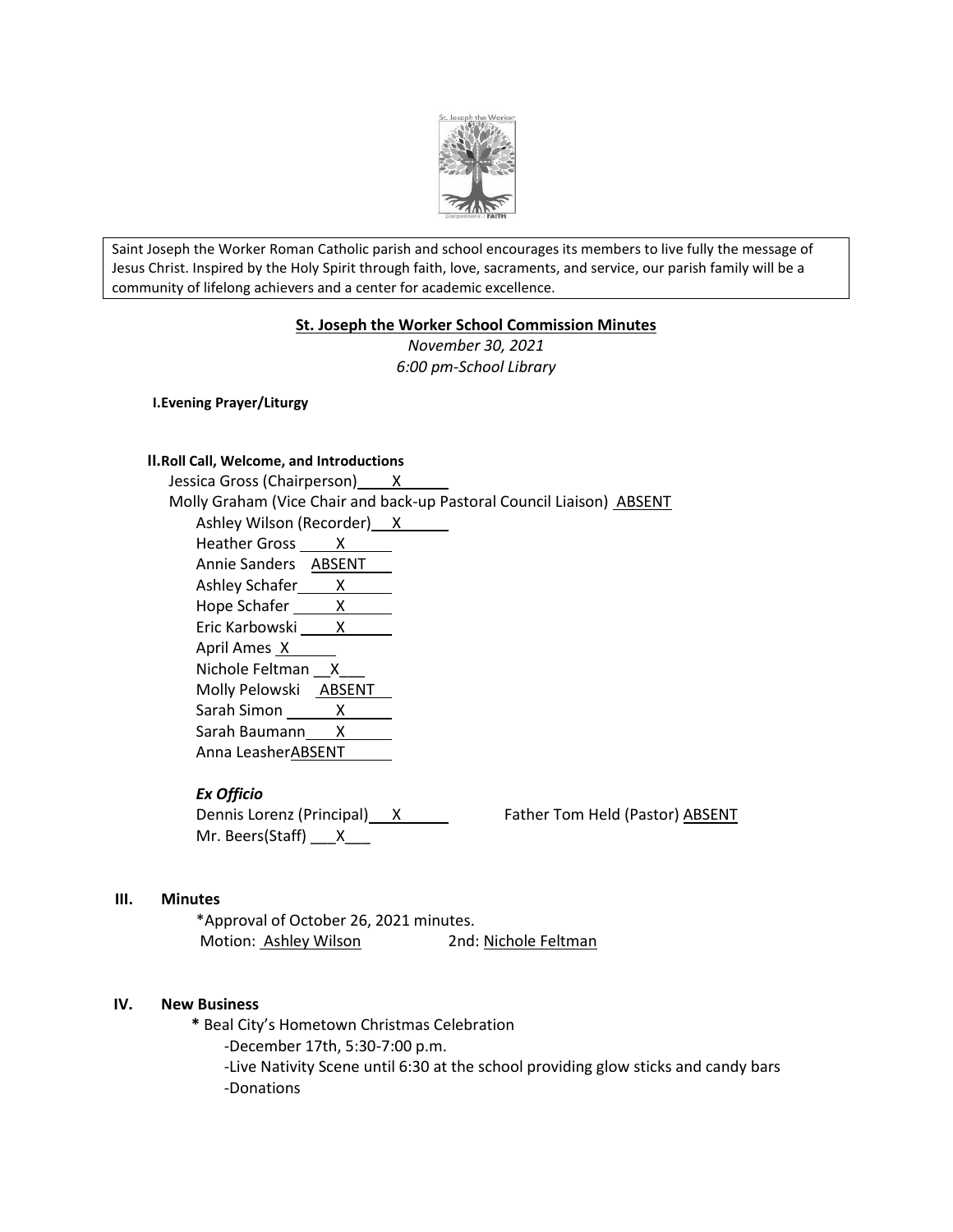Saint Joseph the Worker Roman Catholic parish and school encourages its members to live fully the message of Jesus Christ. Inspired by the Holy Spirit through faith, love, sacraments, and service, our parish family will be a community of lifelong achievers and a center for academic excellence.

## St. Joseph the Worker School Commission Minutes

*November 30, 2021*
*6:00 pm-School Library*

**I. Evening Prayer/Liturgy**

**II. Roll Call, Welcome, and Introductions**

Jessica Gross (Chairperson) X
Molly Graham (Vice Chair and back-up Pastoral Council Liaison) ABSENT
Ashley Wilson (Recorder) X
Heather Gross X
Annie Sanders ABSENT
Ashley Schafer X
Hope Schafer X
Eric Karbowski X
April Ames X
Nichole Feltman X
Molly Pelowski ABSENT
Sarah Simon X
Sarah Baumann X
Anna Leasher ABSENT

***Ex Officio***

Dennis Lorenz (Principal) X
Father Tom Held (Pastor) ABSENT
Mr. Beers(Staff) X

**III. Minutes**

*Approval of October 26, 2021 minutes.
Motion: Ashley Wilson 2nd: Nichole Feltman

**IV. New Business**

* Beal City's Hometown Christmas Celebration
  - December 17th, 5:30-7:00 p.m.
  - Live Nativity Scene until 6:30 at the school providing glow sticks and candy bars
  - Donations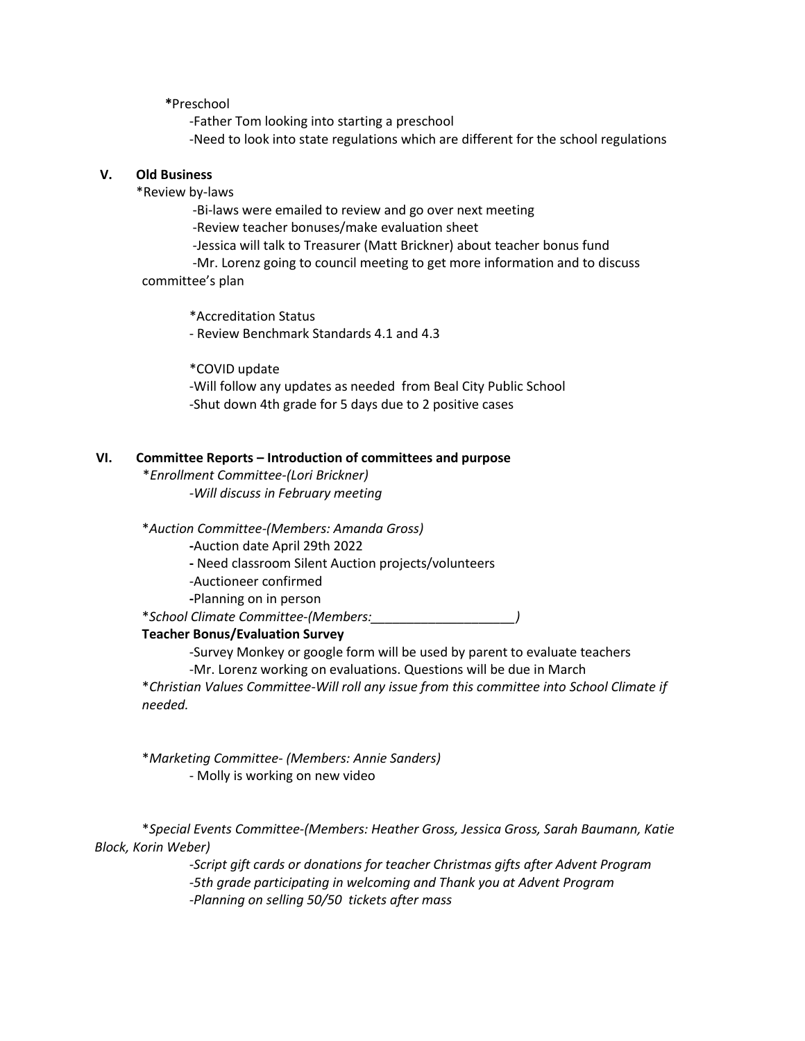**\***Preschool

-Father Tom looking into starting a preschool

-Need to look into state regulations which are different for the school regulations

**V. Old Business**

*Review by-laws

-Bi-laws were emailed to review and go over next meeting

-Review teacher bonuses/make evaluation sheet

-Jessica will talk to Treasurer (Matt Brickner) about teacher bonus fund

-Mr. Lorenz going to council meeting to get more information and to discuss committee's plan

*Accreditation Status

- Review Benchmark Standards 4.1 and 4.3

*COVID update

-Will follow any updates as needed from Beal City Public School

-Shut down 4th grade for 5 days due to 2 positive cases

**VI. Committee Reports – Introduction of committees and purpose**

**Enrollment Committee-(Lori Brickner)*

*-Will discuss in February meeting*

**Auction Committee-(Members: Amanda Gross)*

-Auction date April 29th 2022

- Need classroom Silent Auction projects/volunteers

-Auctioneer confirmed

-Planning on in person

**School Climate Committee-(Members:____________________)*

**Teacher Bonus/Evaluation Survey**

-Survey Monkey or google form will be used by parent to evaluate teachers

-Mr. Lorenz working on evaluations. Questions will be due in March

**Christian Values Committee-Will roll any issue from this committee into School Climate if needed.*

**Marketing Committee- (Members: Annie Sanders)*

- Molly is working on new video

**Special Events Committee-(Members: Heather Gross, Jessica Gross, Sarah Baumann, Katie Block, Korin Weber)*

*-Script gift cards or donations for teacher Christmas gifts after Advent Program*

*-5th grade participating in welcoming and Thank you at Advent Program*

*-Planning on selling 50/50 tickets after mass*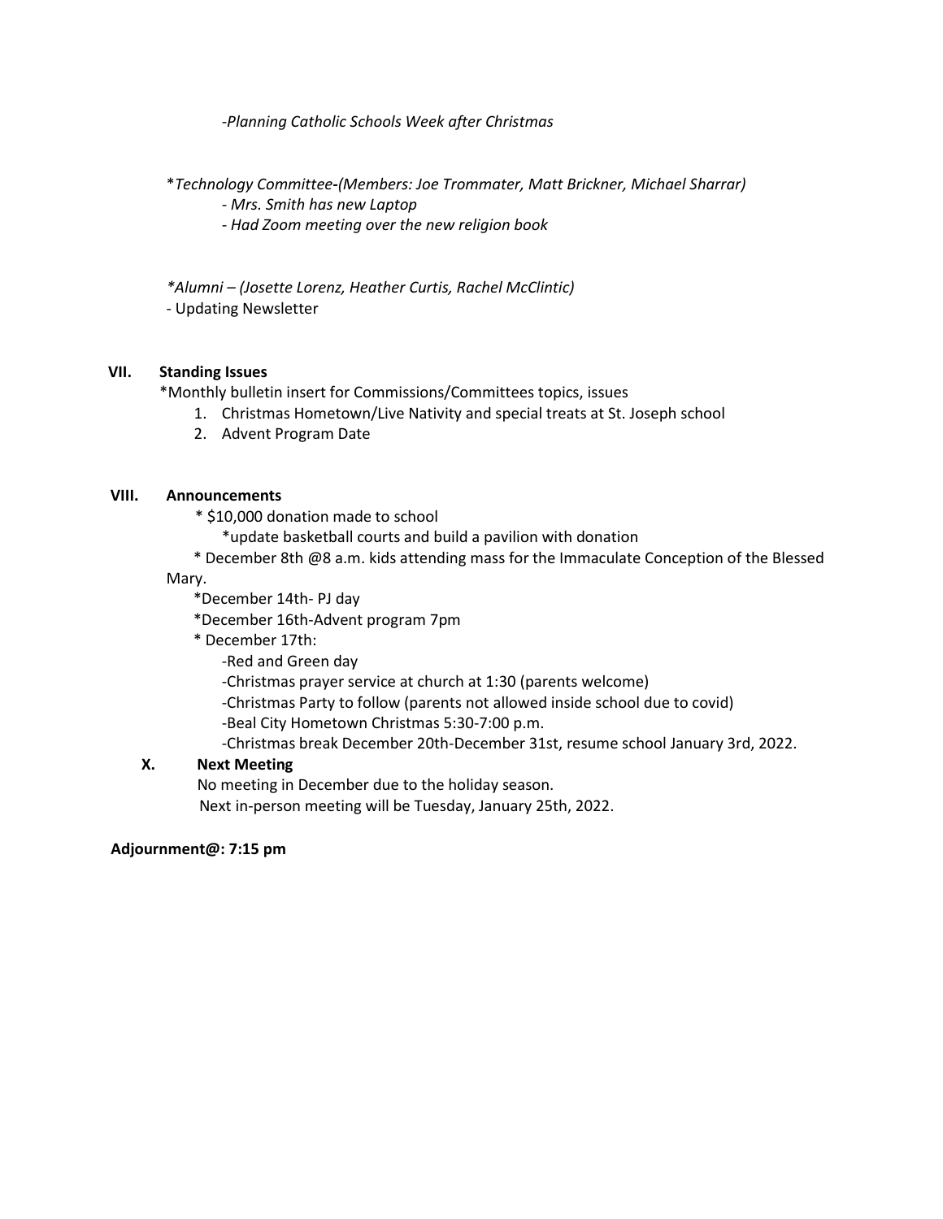*-Planning Catholic Schools Week after Christmas*

**Technology Committee-(Members: Joe Trommater, Matt Brickner, Michael Sharrar)*
- *Mrs. Smith has new Laptop*
- *Had Zoom meeting over the new religion book*

**Alumni – (Josette Lorenz, Heather Curtis, Rachel McClintic)*
- Updating Newsletter

## VII. Standing Issues

*Monthly bulletin insert for Commissions/Committees topics, issues

1. Christmas Hometown/Live Nativity and special treats at St. Joseph school
2. Advent Program Date

## VIII. Announcements

* $10,000 donation made to school
  *update basketball courts and build a pavilion with donation
* December 8th @8 a.m. kids attending mass for the Immaculate Conception of the Blessed Mary.
*December 14th- PJ day
*December 16th-Advent program 7pm
* December 17th:
  - -Red and Green day
  - -Christmas prayer service at church at 1:30 (parents welcome)
  - -Christmas Party to follow (parents not allowed inside school due to covid)
  - -Beal City Hometown Christmas 5:30-7:00 p.m.
  - -Christmas break December 20th-December 31st, resume school January 3rd, 2022.

## X. Next Meeting

No meeting in December due to the holiday season.
Next in-person meeting will be Tuesday, January 25th, 2022.

**Adjournment@: 7:15 pm**